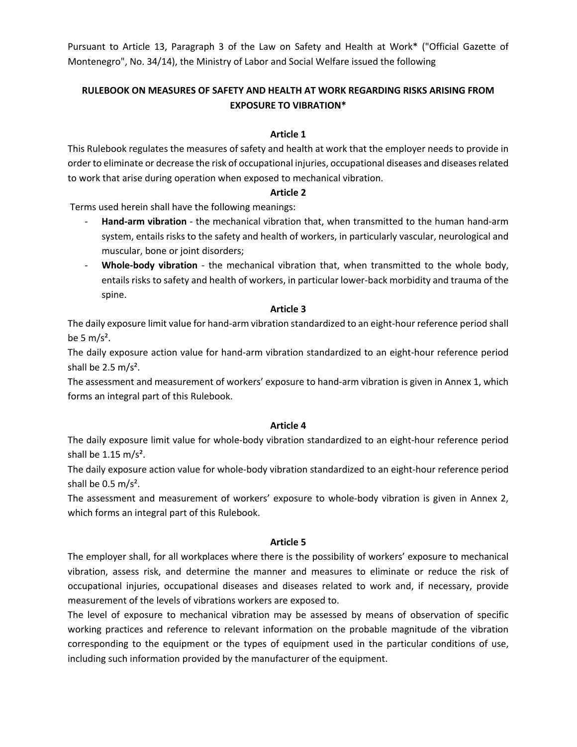Pursuant to Article 13, Paragraph 3 of the Law on Safety and Health at Work* ("Official Gazette of Montenegro", No. 34/14), the Ministry of Labor and Social Welfare issued the following

# RULEBOOK ON MEASURES OF SAFETY AND HEALTH AT WORK REGARDING RISKS ARISING FROM EXPOSURE TO VIBRATION*

### Article 1

This Rulebook regulates the measures of safety and health at work that the employer needs to provide in order to eliminate or decrease the risk of occupational injuries, occupational diseases and diseases related to work that arise during operation when exposed to mechanical vibration.

### Article 2

Terms used herein shall have the following meanings:

- **Hand-arm vibration** - the mechanical vibration that, when transmitted to the human hand-arm system, entails risks to the safety and health of workers, in particularly vascular, neurological and muscular, bone or joint disorders;
- **Whole-body vibration** - the mechanical vibration that, when transmitted to the whole body, entails risks to safety and health of workers, in particular lower-back morbidity and trauma of the spine.

### Article 3

The daily exposure limit value for hand-arm vibration standardized to an eight-hour reference period shall be 5 $m/s^2$.

The daily exposure action value for hand-arm vibration standardized to an eight-hour reference period shall be 2.5 $m/s^2$.

The assessment and measurement of workers' exposure to hand-arm vibration is given in Annex 1, which forms an integral part of this Rulebook.

### Article 4

The daily exposure limit value for whole-body vibration standardized to an eight-hour reference period shall be 1.15 $m/s^2$.

The daily exposure action value for whole-body vibration standardized to an eight-hour reference period shall be 0.5 $m/s^2$.

The assessment and measurement of workers' exposure to whole-body vibration is given in Annex 2, which forms an integral part of this Rulebook.

### Article 5

The employer shall, for all workplaces where there is the possibility of workers' exposure to mechanical vibration, assess risk, and determine the manner and measures to eliminate or reduce the risk of occupational injuries, occupational diseases and diseases related to work and, if necessary, provide measurement of the levels of vibrations workers are exposed to.

The level of exposure to mechanical vibration may be assessed by means of observation of specific working practices and reference to relevant information on the probable magnitude of the vibration corresponding to the equipment or the types of equipment used in the particular conditions of use, including such information provided by the manufacturer of the equipment.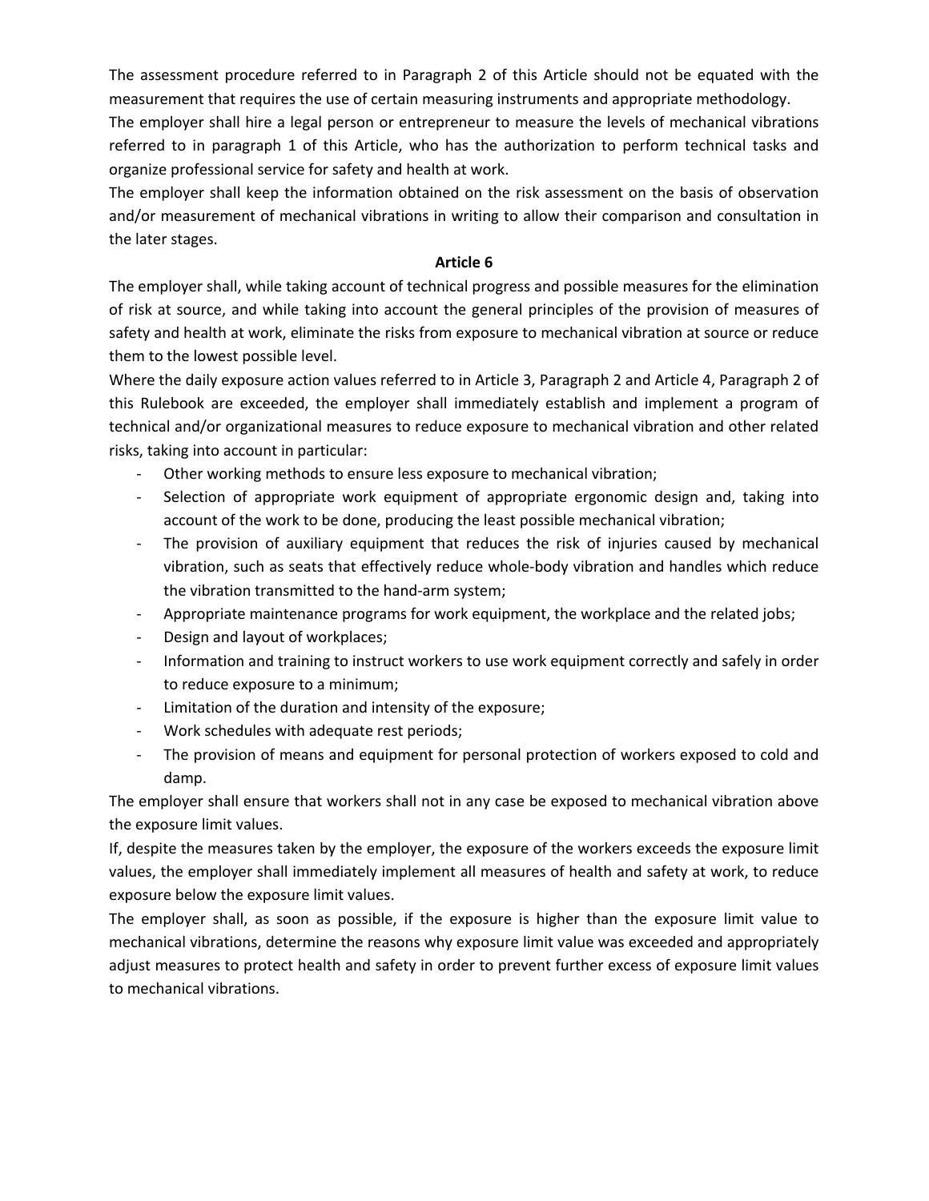The assessment procedure referred to in Paragraph 2 of this Article should not be equated with the measurement that requires the use of certain measuring instruments and appropriate methodology.

The employer shall hire a legal person or entrepreneur to measure the levels of mechanical vibrations referred to in paragraph 1 of this Article, who has the authorization to perform technical tasks and organize professional service for safety and health at work.

The employer shall keep the information obtained on the risk assessment on the basis of observation and/or measurement of mechanical vibrations in writing to allow their comparison and consultation in the later stages.

**Article 6**

The employer shall, while taking account of technical progress and possible measures for the elimination of risk at source, and while taking into account the general principles of the provision of measures of safety and health at work, eliminate the risks from exposure to mechanical vibration at source or reduce them to the lowest possible level.

Where the daily exposure action values referred to in Article 3, Paragraph 2 and Article 4, Paragraph 2 of this Rulebook are exceeded, the employer shall immediately establish and implement a program of technical and/or organizational measures to reduce exposure to mechanical vibration and other related risks, taking into account in particular:

- Other working methods to ensure less exposure to mechanical vibration;
- Selection of appropriate work equipment of appropriate ergonomic design and, taking into account of the work to be done, producing the least possible mechanical vibration;
- The provision of auxiliary equipment that reduces the risk of injuries caused by mechanical vibration, such as seats that effectively reduce whole-body vibration and handles which reduce the vibration transmitted to the hand-arm system;
- Appropriate maintenance programs for work equipment, the workplace and the related jobs;
- Design and layout of workplaces;
- Information and training to instruct workers to use work equipment correctly and safely in order to reduce exposure to a minimum;
- Limitation of the duration and intensity of the exposure;
- Work schedules with adequate rest periods;
- The provision of means and equipment for personal protection of workers exposed to cold and damp.

The employer shall ensure that workers shall not in any case be exposed to mechanical vibration above the exposure limit values.

If, despite the measures taken by the employer, the exposure of the workers exceeds the exposure limit values, the employer shall immediately implement all measures of health and safety at work, to reduce exposure below the exposure limit values.

The employer shall, as soon as possible, if the exposure is higher than the exposure limit value to mechanical vibrations, determine the reasons why exposure limit value was exceeded and appropriately adjust measures to protect health and safety in order to prevent further excess of exposure limit values to mechanical vibrations.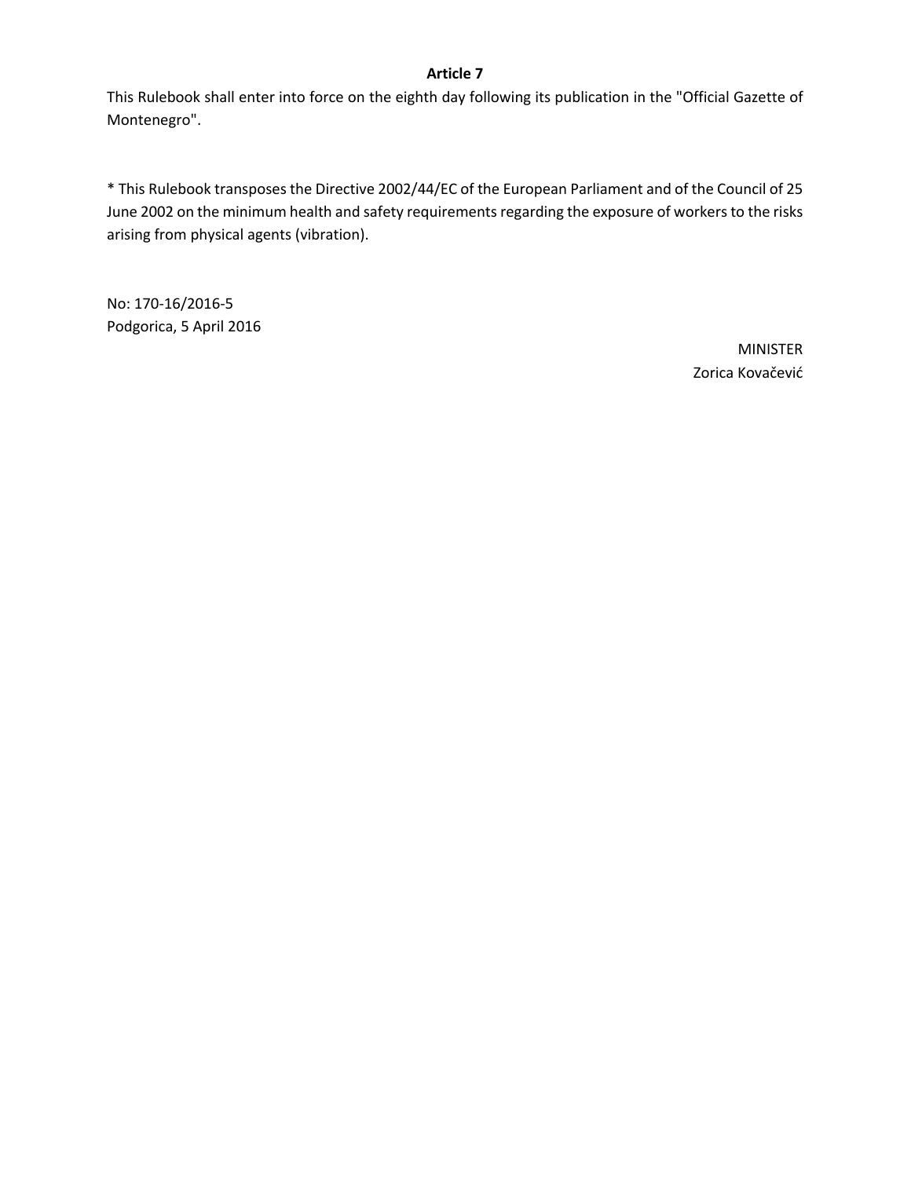**Article 7**

This Rulebook shall enter into force on the eighth day following its publication in the "Official Gazette of Montenegro".

* This Rulebook transposes the Directive 2002/44/EC of the European Parliament and of the Council of 25 June 2002 on the minimum health and safety requirements regarding the exposure of workers to the risks arising from physical agents (vibration).

No: 170-16/2016-5
Podgorica, 5 April 2016

MINISTER
Zorica Kovačević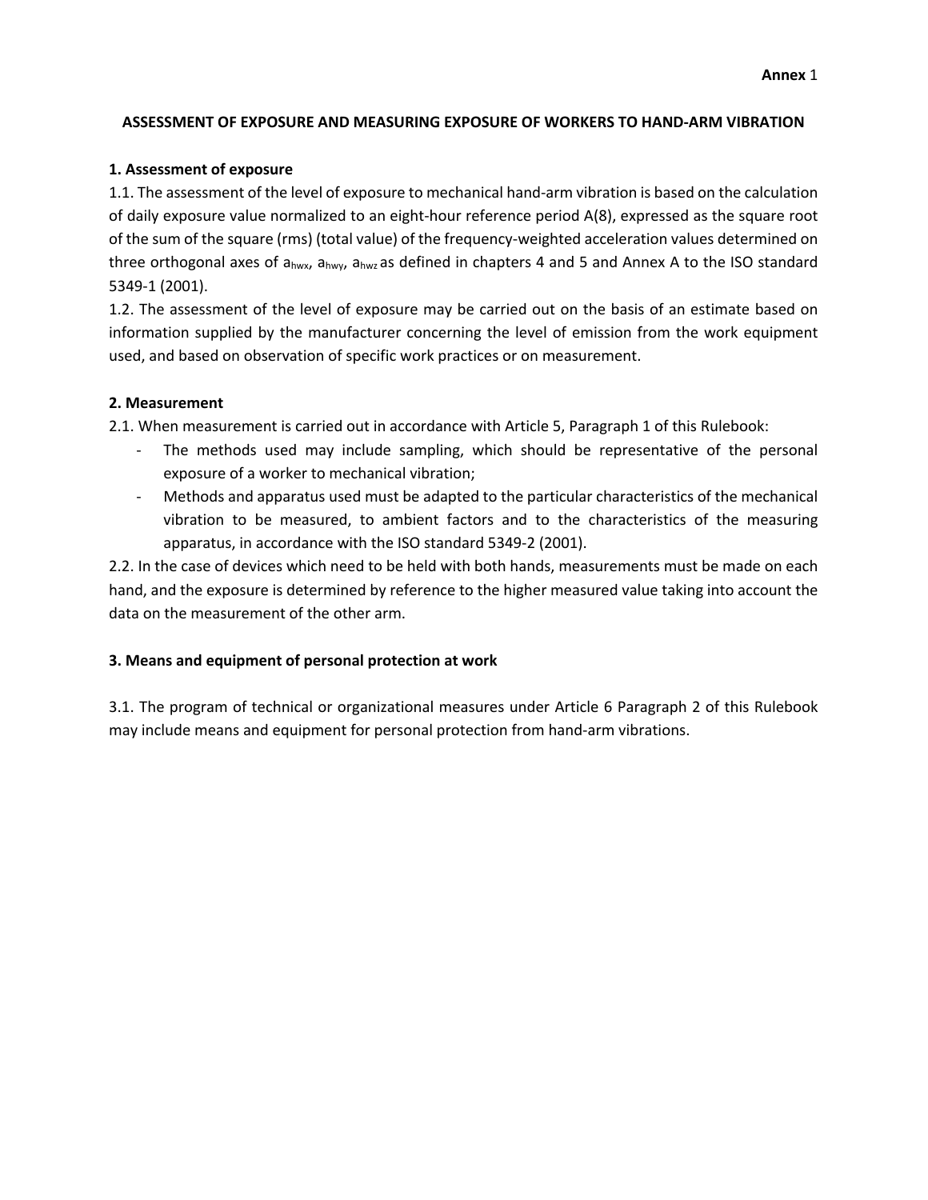**Annex** 1

## ASSESSMENT OF EXPOSURE AND MEASURING EXPOSURE OF WORKERS TO HAND-ARM VIBRATION

### 1. Assessment of exposure

1.1. The assessment of the level of exposure to mechanical hand-arm vibration is based on the calculation of daily exposure value normalized to an eight-hour reference period A(8), expressed as the square root of the sum of the square (rms) (total value) of the frequency-weighted acceleration values determined on three orthogonal axes of $a_{hwx}$, $a_{hwy}$, $a_{hwz}$ as defined in chapters 4 and 5 and Annex A to the ISO standard 5349-1 (2001).

1.2. The assessment of the level of exposure may be carried out on the basis of an estimate based on information supplied by the manufacturer concerning the level of emission from the work equipment used, and based on observation of specific work practices or on measurement.

### 2. Measurement

2.1. When measurement is carried out in accordance with Article 5, Paragraph 1 of this Rulebook:

- The methods used may include sampling, which should be representative of the personal exposure of a worker to mechanical vibration;
- Methods and apparatus used must be adapted to the particular characteristics of the mechanical vibration to be measured, to ambient factors and to the characteristics of the measuring apparatus, in accordance with the ISO standard 5349-2 (2001).

2.2. In the case of devices which need to be held with both hands, measurements must be made on each hand, and the exposure is determined by reference to the higher measured value taking into account the data on the measurement of the other arm.

### 3. Means and equipment of personal protection at work

3.1. The program of technical or organizational measures under Article 6 Paragraph 2 of this Rulebook may include means and equipment for personal protection from hand-arm vibrations.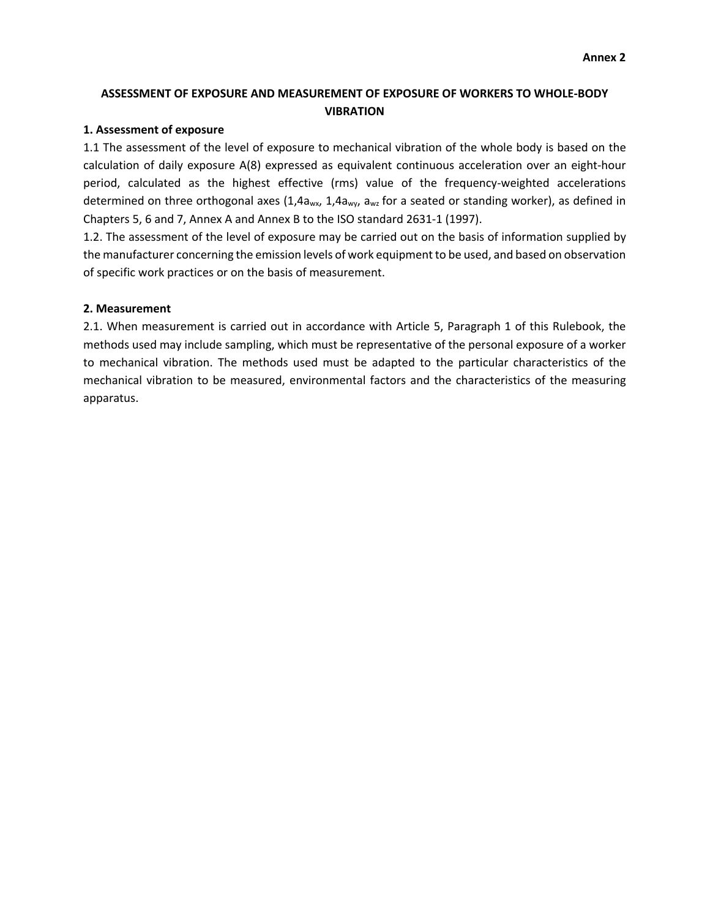**Annex 2**

# ASSESSMENT OF EXPOSURE AND MEASUREMENT OF EXPOSURE OF WORKERS TO WHOLE-BODY VIBRATION

## 1. Assessment of exposure

1.1 The assessment of the level of exposure to mechanical vibration of the whole body is based on the calculation of daily exposure A(8) expressed as equivalent continuous acceleration over an eight-hour period, calculated as the highest effective (rms) value of the frequency-weighted accelerations determined on three orthogonal axes ($1{,}4a_{wx}$, $1{,}4a_{wy}$, $a_{wz}$ for a seated or standing worker), as defined in Chapters 5, 6 and 7, Annex A and Annex B to the ISO standard 2631-1 (1997).

1.2. The assessment of the level of exposure may be carried out on the basis of information supplied by the manufacturer concerning the emission levels of work equipment to be used, and based on observation of specific work practices or on the basis of measurement.

## 2. Measurement

2.1. When measurement is carried out in accordance with Article 5, Paragraph 1 of this Rulebook, the methods used may include sampling, which must be representative of the personal exposure of a worker to mechanical vibration. The methods used must be adapted to the particular characteristics of the mechanical vibration to be measured, environmental factors and the characteristics of the measuring apparatus.